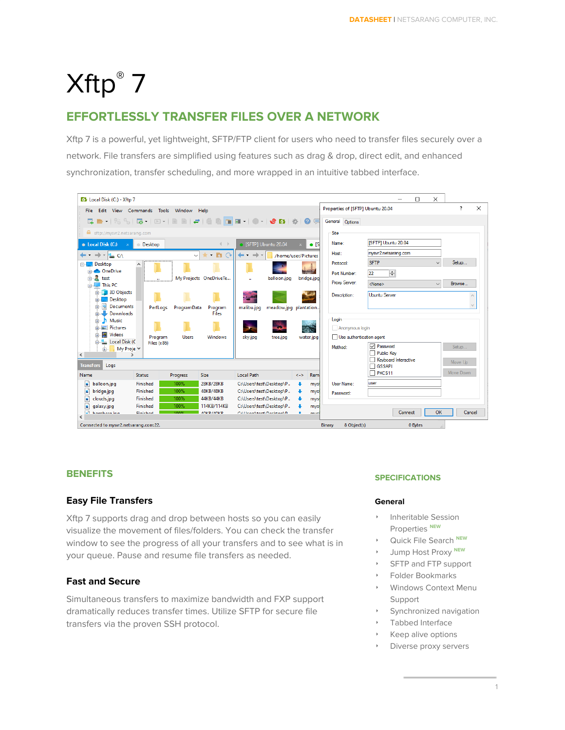# Xftp® 7

## EFFORTLESSLY TRANSFER FILES OVER A NETWORK

Xftp 7 is a powerful, yet lightweight, SFTP/FTP client for users who need to transfer files securely over a network. File transfers are simplified using features such as drag & drop, direct edit, and enhanced synchronization, transfer scheduling, and more wrapped in an intuitive tabbed interface.

## BENEFITS

### Easy File Transfers

Xftp 7 supports drag and drop between hosts so you can easily visualize the movement of files/folders. You can check the transfer window to see the progress of all your transfers and to see what is in your queue. Pause and resume file transfers as needed.

### Fast and Secure

Simultaneous transfers to maximize bandwidth and FXP support dramatically reduces transfer times. Utilize SFTP for secure file transfers via the proven SSH protocol.

## SPECIFICATIONS

### General

- Inheritable Session Properties NEW
- Quick File Search NEW
- Jump Host Proxy NEW
- SFTP and FTP support
- Folder Bookmarks
- Windows Context Menu Support
- Synchronized navigation
- Tabbed Interface
- Keep alive options
- Diverse proxy servers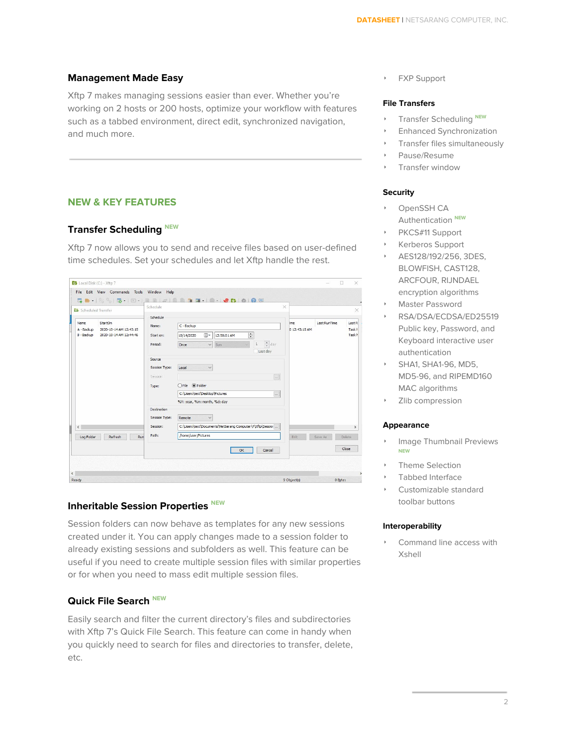## Management Made Easy

Xftp 7 makes managing sessions easier than ever. Whether you're working on 2 hosts or 200 hosts, optimize your workflow with features such as a tabbed environment, direct edit, synchronized navigation, and much more.

## NEW & KEY FEATURES

### Transfer Scheduling NEW

Xftp 7 now allows you to send and receive files based on user-defined time schedules. Set your schedules and let Xftp handle the rest.

### Inheritable Session Properties NEW

Session folders can now behave as templates for any new sessions created under it. You can apply changes made to a session folder to already existing sessions and subfolders as well. This feature can be useful if you need to create multiple session files with similar properties or for when you need to mass edit multiple session files.

### Quick File Search NEW

Easily search and filter the current directory's files and subdirectories with Xftp 7's Quick File Search. This feature can come in handy when you quickly need to search for files and directories to transfer, delete, etc.

- FXP Support

### File Transfers

- Transfer Scheduling NEW
- Enhanced Synchronization
- Transfer files simultaneously
- Pause/Resume
- Transfer window

### Security

- OpenSSH CA Authentication NEW
- PKCS#11 Support
- Kerberos Support
- AES128/192/256, 3DES, BLOWFISH, CAST128, ARCFOUR, RIJNDAEL encryption algorithms
- Master Password
- RSA/DSA/ECDSA/ED25519 Public key, Password, and Keyboard interactive user authentication
- SHA1, SHA1-96, MD5, MD5-96, and RIPEMD160 MAC algorithms
- Zlib compression

### Appearance

- Image Thumbnail Previews NEW
- Theme Selection
- Tabbed Interface
- Customizable standard toolbar buttons

### Interoperability

- Command line access with Xshell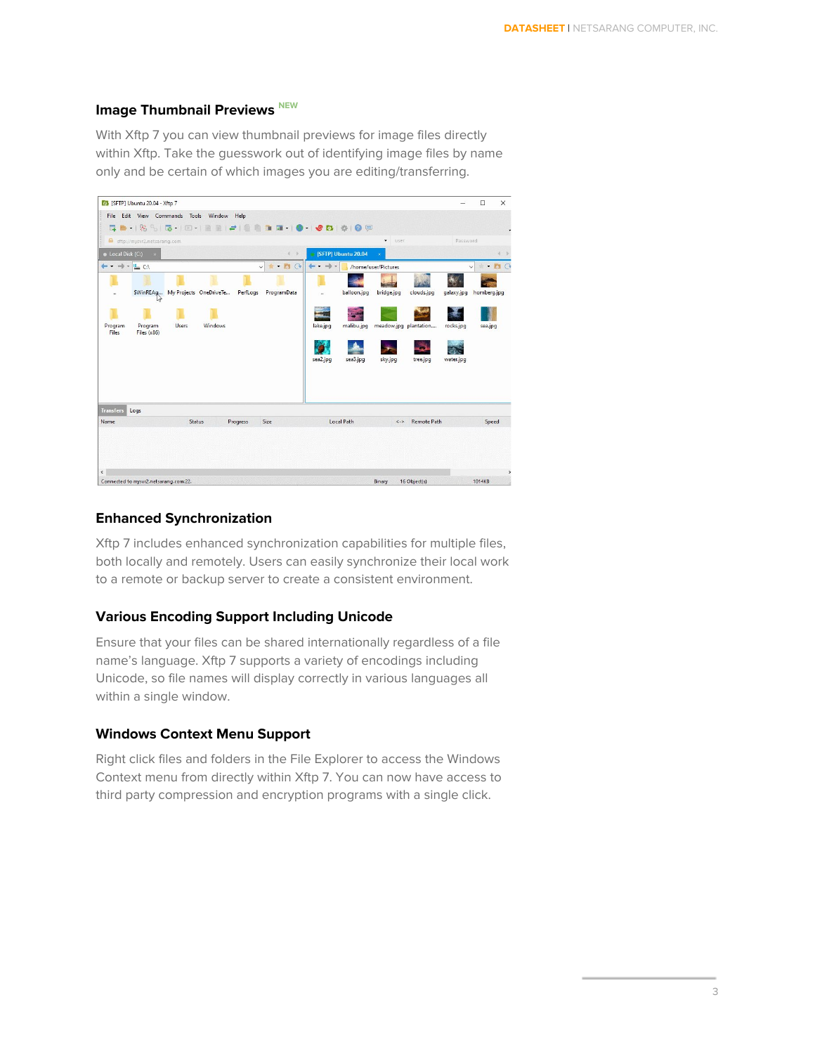## Image Thumbnail Previews NEW

With Xftp 7 you can view thumbnail previews for image files directly within Xftp. Take the guesswork out of identifying image files by name only and be certain of which images you are editing/transferring.

## Enhanced Synchronization

Xftp 7 includes enhanced synchronization capabilities for multiple files, both locally and remotely. Users can easily synchronize their local work to a remote or backup server to create a consistent environment.

## Various Encoding Support Including Unicode

Ensure that your files can be shared internationally regardless of a file name's language. Xftp 7 supports a variety of encodings including Unicode, so file names will display correctly in various languages all within a single window.

## Windows Context Menu Support

Right click files and folders in the File Explorer to access the Windows Context menu from directly within Xftp 7. You can now have access to third party compression and encryption programs with a single click.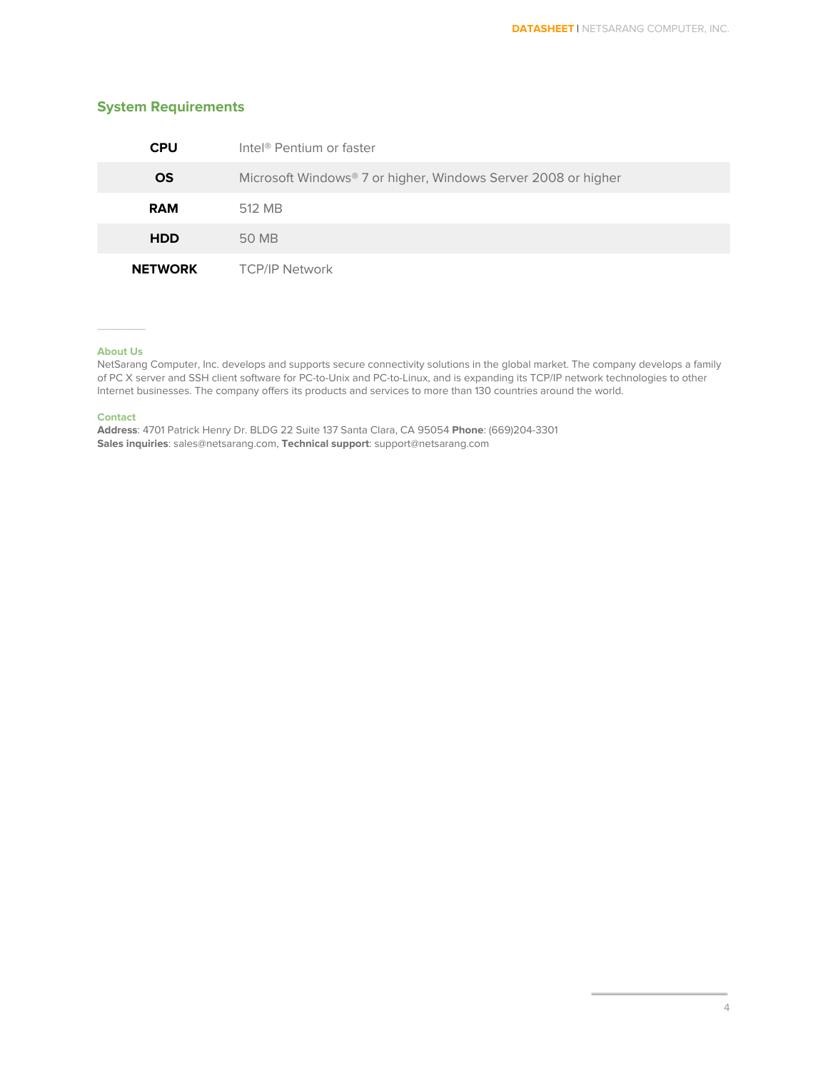## System Requirements

| | |
|---|---|
| **CPU** | Intel® Pentium or faster |
| **OS** | Microsoft Windows® 7 or higher, Windows Server 2008 or higher |
| **RAM** | 512 MB |
| **HDD** | 50 MB |
| **NETWORK** | TCP/IP Network |

---

#### About Us

NetSarang Computer, Inc. develops and supports secure connectivity solutions in the global market. The company develops a family of PC X server and SSH client software for PC-to-Unix and PC-to-Linux, and is expanding its TCP/IP network technologies to other Internet businesses. The company offers its products and services to more than 130 countries around the world.

#### Contact

**Address**: 4701 Patrick Henry Dr. BLDG 22 Suite 137 Santa Clara, CA 95054 **Phone**: (669)204-3301
**Sales inquiries**: sales@netsarang.com, **Technical support**: support@netsarang.com